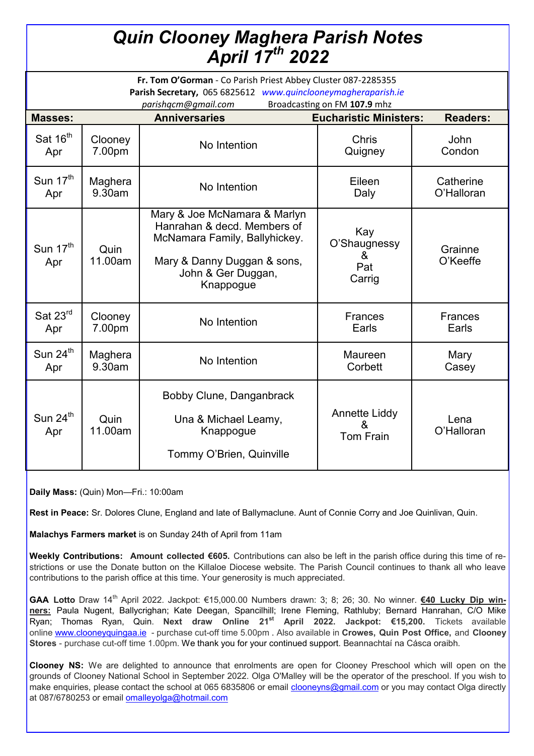# Quin Clooney Maghera Parish Notes
# April 17th 2022

**Fr. Tom O'Gorman** - Co Parish Priest Abbey Cluster 087-2285355
**Parish Secretary,** 065 6825612 *www.quinclooneymagheraparish.ie*
*parishqcm@gmail.com* Broadcasting on FM **107.9** mhz

| Masses: | | Anniversaries | Eucharistic Ministers: | Readers: |
|---|---|---|---|---|
| Sat 16th Apr | Clooney 7.00pm | No Intention | Chris Quigney | John Condon |
| Sun 17th Apr | Maghera 9.30am | No Intention | Eileen Daly | Catherine O'Halloran |
| Sun 17th Apr | Quin 11.00am | Mary & Joe McNamara & Marlyn Hanrahan & decd. Members of McNamara Family, Ballyhickey. Mary & Danny Duggan & sons, John & Ger Duggan, Knappogue | Kay O'Shaugnessy & Pat Carrig | Grainne O'Keeffe |
| Sat 23rd Apr | Clooney 7.00pm | No Intention | Frances Earls | Frances Earls |
| Sun 24th Apr | Maghera 9.30am | No Intention | Maureen Corbett | Mary Casey |
| Sun 24th Apr | Quin 11.00am | Bobby Clune, Danganbrack; Una & Michael Leamy, Knappogue; Tommy O'Brien, Quinville | Annette Liddy & Tom Frain | Lena O'Halloran |

**Daily Mass:** (Quin) Mon—Fri.: 10:00am

**Rest in Peace:** Sr. Dolores Clune, England and late of Ballymaclune. Aunt of Connie Corry and Joe Quinlivan, Quin.

**Malachys Farmers market** is on Sunday 24th of April from 11am

**Weekly Contributions: Amount collected €605.** Contributions can also be left in the parish office during this time of restrictions or use the Donate button on the Killaloe Diocese website. The Parish Council continues to thank all who leave contributions to the parish office at this time. Your generosity is much appreciated.

**GAA Lotto** Draw 14th April 2022. Jackpot: €15,000.00 Numbers drawn: 3; 8; 26; 30. No winner. **€40 Lucky Dip winners:** Paula Nugent, Ballycrighan; Kate Deegan, Spancilhill; Irene Fleming, Rathluby; Bernard Hanrahan, C/O Mike Ryan; Thomas Ryan, Quin. **Next draw Online 21st April 2022. Jackpot: €15,200.** Tickets available online www.clooneyquingaa.ie - purchase cut-off time 5.00pm . Also available in **Crowes, Quin Post Office,** and **Clooney Stores** - purchase cut-off time 1.00pm. We thank you for your continued support. Beannachtaí na Cásca oraibh.

**Clooney NS:** We are delighted to announce that enrolments are open for Clooney Preschool which will open on the grounds of Clooney National School in September 2022. Olga O'Malley will be the operator of the preschool. If you wish to make enquiries, please contact the school at 065 6835806 or email clooneyns@gmail.com or you may contact Olga directly at 087/6780253 or email omalleyolga@hotmail.com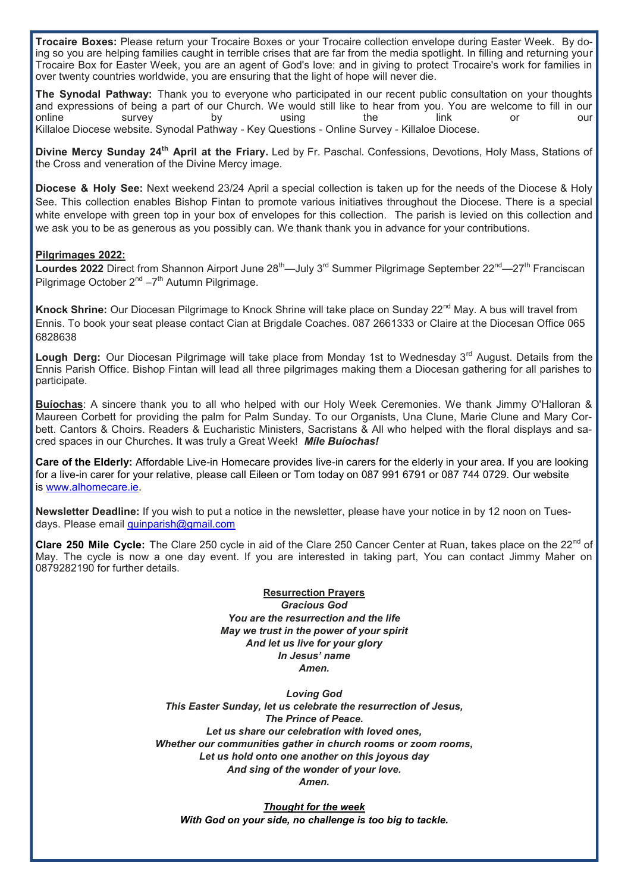**Trocaire Boxes:** Please return your Trocaire Boxes or your Trocaire collection envelope during Easter Week. By doing so you are helping families caught in terrible crises that are far from the media spotlight. In filling and returning your Trocaire Box for Easter Week, you are an agent of God's love: and in giving to protect Trocaire's work for families in over twenty countries worldwide, you are ensuring that the light of hope will never die.

**The Synodal Pathway:** Thank you to everyone who participated in our recent public consultation on your thoughts and expressions of being a part of our Church. We would still like to hear from you. You are welcome to fill in our online survey by using the link or our Killaloe Diocese website. Synodal Pathway - Key Questions - Online Survey - Killaloe Diocese.

**Divine Mercy Sunday 24th April at the Friary.** Led by Fr. Paschal. Confessions, Devotions, Holy Mass, Stations of the Cross and veneration of the Divine Mercy image.

**Diocese & Holy See:** Next weekend 23/24 April a special collection is taken up for the needs of the Diocese & Holy See. This collection enables Bishop Fintan to promote various initiatives throughout the Diocese. There is a special white envelope with green top in your box of envelopes for this collection. The parish is levied on this collection and we ask you to be as generous as you possibly can. We thank thank you in advance for your contributions.

**Pilgrimages 2022:**

**Lourdes 2022** Direct from Shannon Airport June 28th—July 3rd Summer Pilgrimage September 22nd—27th Franciscan Pilgrimage October 2nd –7th Autumn Pilgrimage.

**Knock Shrine:** Our Diocesan Pilgrimage to Knock Shrine will take place on Sunday 22nd May. A bus will travel from Ennis. To book your seat please contact Cian at Brigdale Coaches. 087 2661333 or Claire at the Diocesan Office 065 6828638

**Lough Derg:** Our Diocesan Pilgrimage will take place from Monday 1st to Wednesday 3rd August. Details from the Ennis Parish Office. Bishop Fintan will lead all three pilgrimages making them a Diocesan gathering for all parishes to participate.

**Buíochas**: A sincere thank you to all who helped with our Holy Week Ceremonies. We thank Jimmy O'Halloran & Maureen Corbett for providing the palm for Palm Sunday. To our Organists, Una Clune, Marie Clune and Mary Corbett. Cantors & Choirs. Readers & Eucharistic Ministers, Sacristans & All who helped with the floral displays and sacred spaces in our Churches. It was truly a Great Week! ***Míle Buíochas!***

**Care of the Elderly:** Affordable Live-in Homecare provides live-in carers for the elderly in your area. If you are looking for a live-in carer for your relative, please call Eileen or Tom today on 087 991 6791 or 087 744 0729. Our website is www.alhomecare.ie.

**Newsletter Deadline:** If you wish to put a notice in the newsletter, please have your notice in by 12 noon on Tuesdays. Please email quinparish@gmail.com

**Clare 250 Mile Cycle:** The Clare 250 cycle in aid of the Clare 250 Cancer Center at Ruan, takes place on the 22nd of May. The cycle is now a one day event. If you are interested in taking part, You can contact Jimmy Maher on 0879282190 for further details.

**Resurrection Prayers**

***Gracious God***
***You are the resurrection and the life***
***May we trust in the power of your spirit***
***And let us live for your glory***
***In Jesus' name***
***Amen.***

***Loving God***
***This Easter Sunday, let us celebrate the resurrection of Jesus,***
***The Prince of Peace.***
***Let us share our celebration with loved ones,***
***Whether our communities gather in church rooms or zoom rooms,***
***Let us hold onto one another on this joyous day***
***And sing of the wonder of your love.***
***Amen.***

***Thought for the week***

***With God on your side, no challenge is too big to tackle.***